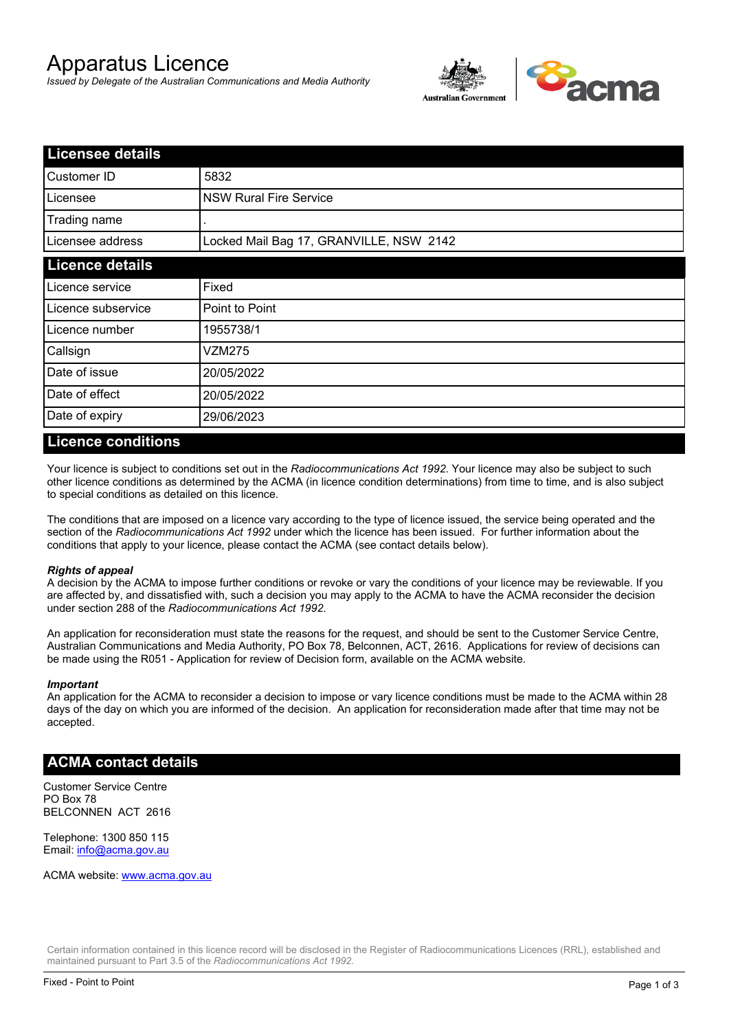# Apparatus Licence

*Issued by Delegate of the Australian Communications and Media Authority*

## Licensee details

| | |
|---|---|
| Customer ID | 5832 |
| Licensee | NSW Rural Fire Service |
| Trading name | . |
| Licensee address | Locked Mail Bag 17, GRANVILLE, NSW 2142 |

## Licence details

| | |
|---|---|
| Licence service | Fixed |
| Licence subservice | Point to Point |
| Licence number | 1955738/1 |
| Callsign | VZM275 |
| Date of issue | 20/05/2022 |
| Date of effect | 20/05/2022 |
| Date of expiry | 29/06/2023 |

## Licence conditions

Your licence is subject to conditions set out in the *Radiocommunications Act 1992*. Your licence may also be subject to such other licence conditions as determined by the ACMA (in licence condition determinations) from time to time, and is also subject to special conditions as detailed on this licence.

The conditions that are imposed on a licence vary according to the type of licence issued, the service being operated and the section of the *Radiocommunications Act 1992* under which the licence has been issued. For further information about the conditions that apply to your licence, please contact the ACMA (see contact details below).

***Rights of appeal***

A decision by the ACMA to impose further conditions or revoke or vary the conditions of your licence may be reviewable. If you are affected by, and dissatisfied with, such a decision you may apply to the ACMA to have the ACMA reconsider the decision under section 288 of the *Radiocommunications Act 1992*.

An application for reconsideration must state the reasons for the request, and should be sent to the Customer Service Centre, Australian Communications and Media Authority, PO Box 78, Belconnen, ACT, 2616. Applications for review of decisions can be made using the R051 - Application for review of Decision form, available on the ACMA website.

***Important***

An application for the ACMA to reconsider a decision to impose or vary licence conditions must be made to the ACMA within 28 days of the day on which you are informed of the decision. An application for reconsideration made after that time may not be accepted.

## ACMA contact details

Customer Service Centre
PO Box 78
BELCONNEN ACT 2616

Telephone: 1300 850 115
Email: info@acma.gov.au

ACMA website: www.acma.gov.au

Certain information contained in this licence record will be disclosed in the Register of Radiocommunications Licences (RRL), established and maintained pursuant to Part 3.5 of the *Radiocommunications Act 1992.*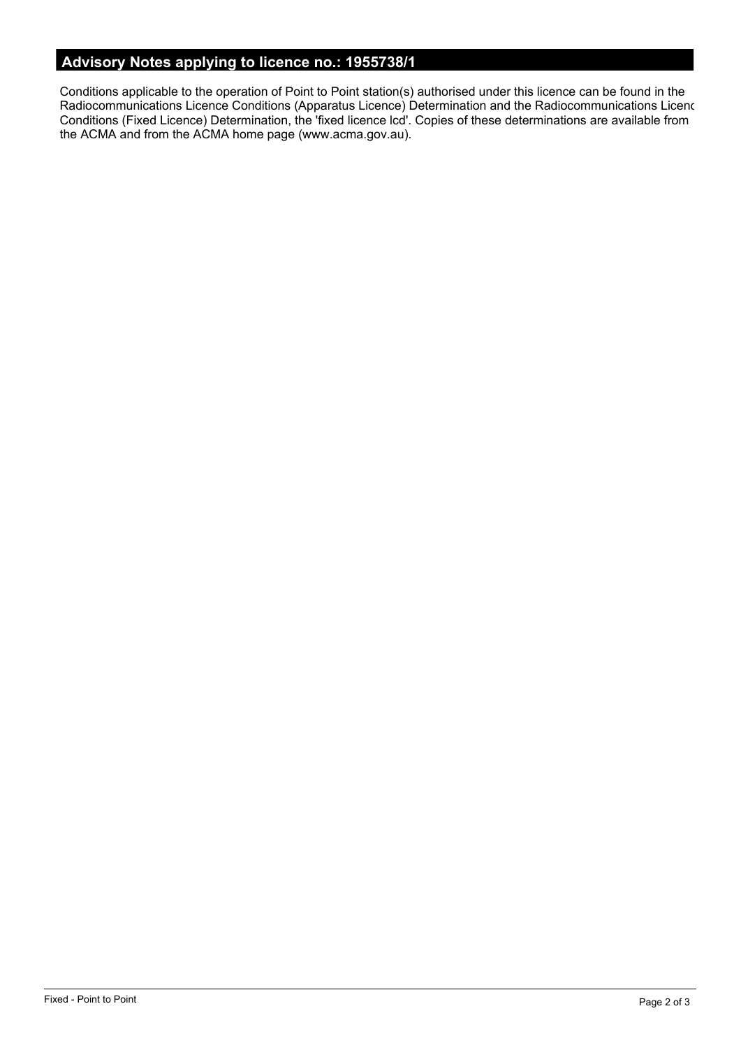## Advisory Notes applying to licence no.: 1955738/1

Conditions applicable to the operation of Point to Point station(s) authorised under this licence can be found in the Radiocommunications Licence Conditions (Apparatus Licence) Determination and the Radiocommunications Licence Conditions (Fixed Licence) Determination, the 'fixed licence lcd'. Copies of these determinations are available from the ACMA and from the ACMA home page (www.acma.gov.au).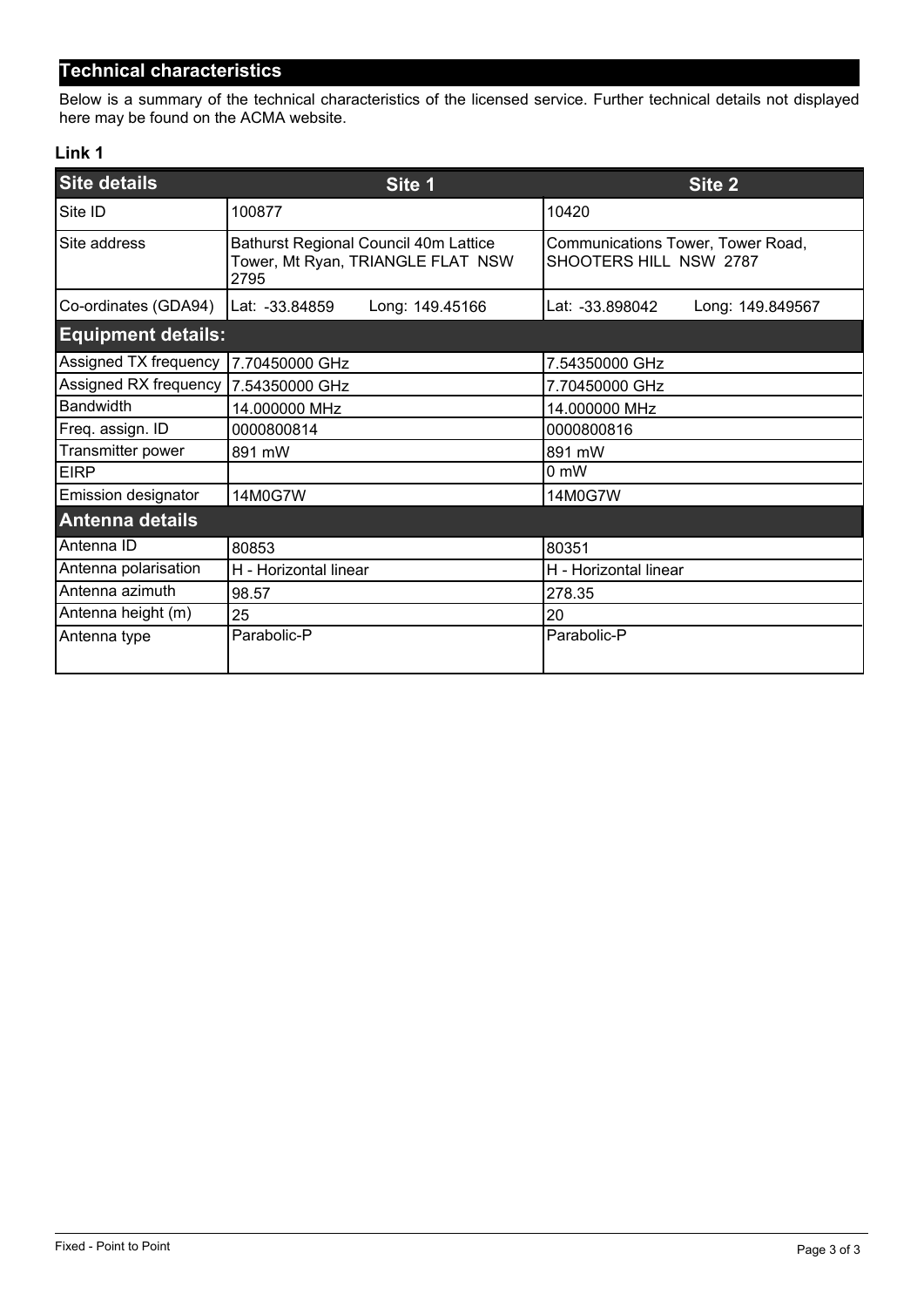## Technical characteristics

Below is a summary of the technical characteristics of the licensed service. Further technical details not displayed here may be found on the ACMA website.

### Link 1

| Site details | Site 1 | Site 2 |
|---|---|---|
| Site ID | 100877 | 10420 |
| Site address | Bathurst Regional Council 40m Lattice Tower, Mt Ryan, TRIANGLE FLAT NSW 2795 | Communications Tower, Tower Road, SHOOTERS HILL NSW 2787 |
| Co-ordinates (GDA94) | Lat: -33.84859 Long: 149.45166 | Lat: -33.898042 Long: 149.849567 |
| **Equipment details:** | | |
| Assigned TX frequency | 7.70450000 GHz | 7.54350000 GHz |
| Assigned RX frequency | 7.54350000 GHz | 7.70450000 GHz |
| Bandwidth | 14.000000 MHz | 14.000000 MHz |
| Freq. assign. ID | 0000800814 | 0000800816 |
| Transmitter power | 891 mW | 891 mW |
| EIRP | | 0 mW |
| Emission designator | 14M0G7W | 14M0G7W |
| **Antenna details** | | |
| Antenna ID | 80853 | 80351 |
| Antenna polarisation | H - Horizontal linear | H - Horizontal linear |
| Antenna azimuth | 98.57 | 278.35 |
| Antenna height (m) | 25 | 20 |
| Antenna type | Parabolic-P | Parabolic-P |

Fixed - Point to Point